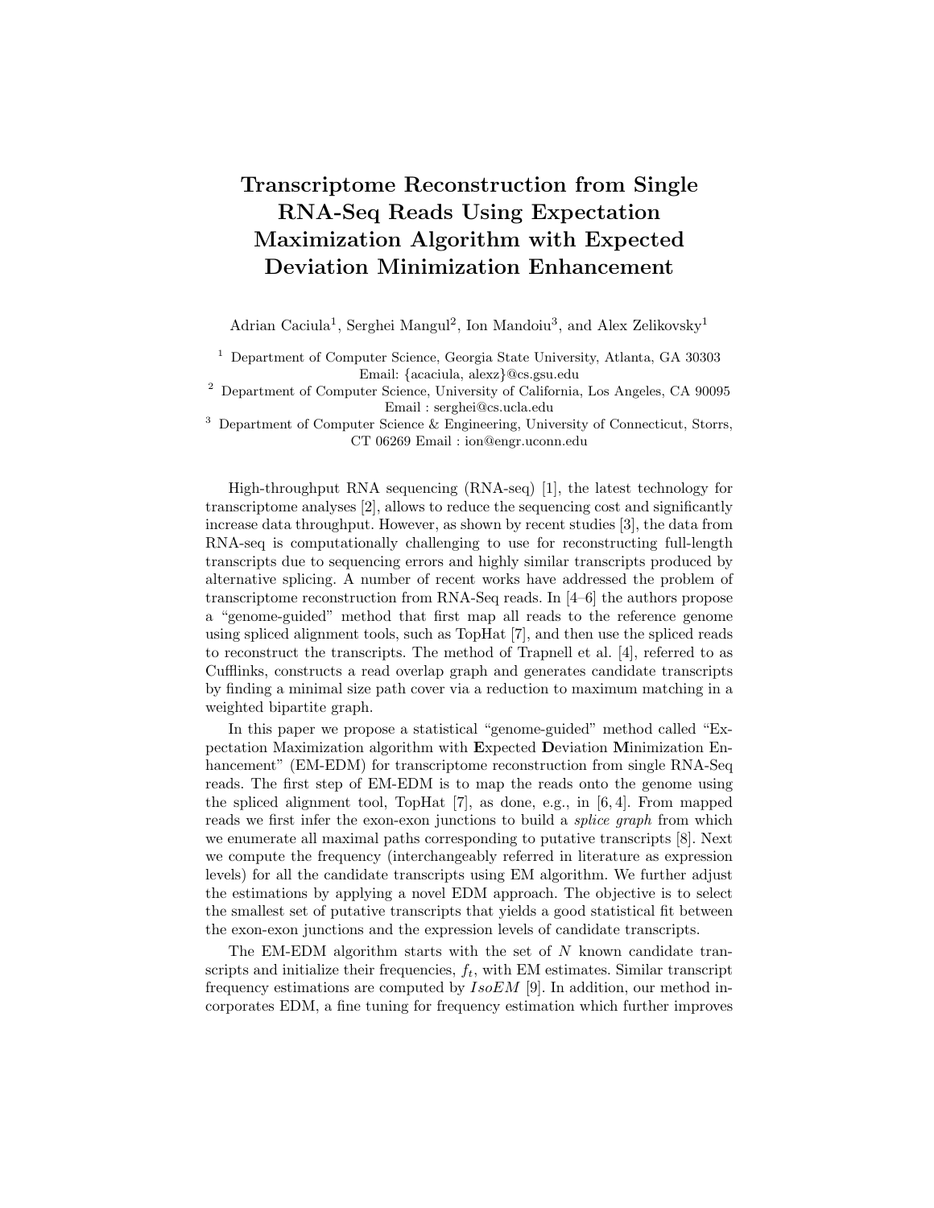# Transcriptome Reconstruction from Single RNA-Seq Reads Using Expectation Maximization Algorithm with Expected Deviation Minimization Enhancement

Adrian Caciula[1], Serghei Mangul[2], Ion Mandoiu[3], and Alex Zelikovsky[1]

[1] Department of Computer Science, Georgia State University, Atlanta, GA 30303 Email: {acaciula, alexz}@cs.gsu.edu

[2] Department of Computer Science, University of California, Los Angeles, CA 90095 Email : serghei@cs.ucla.edu

[3] Department of Computer Science & Engineering, University of Connecticut, Storrs, CT 06269 Email : ion@engr.uconn.edu

High-throughput RNA sequencing (RNA-seq) [1], the latest technology for transcriptome analyses [2], allows to reduce the sequencing cost and significantly increase data throughput. However, as shown by recent studies [3], the data from RNA-seq is computationally challenging to use for reconstructing full-length transcripts due to sequencing errors and highly similar transcripts produced by alternative splicing. A number of recent works have addressed the problem of transcriptome reconstruction from RNA-Seq reads. In [4–6] the authors propose a "genome-guided" method that first map all reads to the reference genome using spliced alignment tools, such as TopHat [7], and then use the spliced reads to reconstruct the transcripts. The method of Trapnell et al. [4], referred to as Cufflinks, constructs a read overlap graph and generates candidate transcripts by finding a minimal size path cover via a reduction to maximum matching in a weighted bipartite graph.

In this paper we propose a statistical "genome-guided" method called "Expectation Maximization algorithm with **E**xpected **D**eviation **M**inimization Enhancement" (EM-EDM) for transcriptome reconstruction from single RNA-Seq reads. The first step of EM-EDM is to map the reads onto the genome using the spliced alignment tool, TopHat [7], as done, e.g., in [6, 4]. From mapped reads we first infer the exon-exon junctions to build a *splice graph* from which we enumerate all maximal paths corresponding to putative transcripts [8]. Next we compute the frequency (interchangeably referred in literature as expression levels) for all the candidate transcripts using EM algorithm. We further adjust the estimations by applying a novel EDM approach. The objective is to select the smallest set of putative transcripts that yields a good statistical fit between the exon-exon junctions and the expression levels of candidate transcripts.

The EM-EDM algorithm starts with the set of $N$ known candidate transcripts and initialize their frequencies, $f_t$, with EM estimates. Similar transcript frequency estimations are computed by $IsoEM$ [9]. In addition, our method incorporates EDM, a fine tuning for frequency estimation which further improves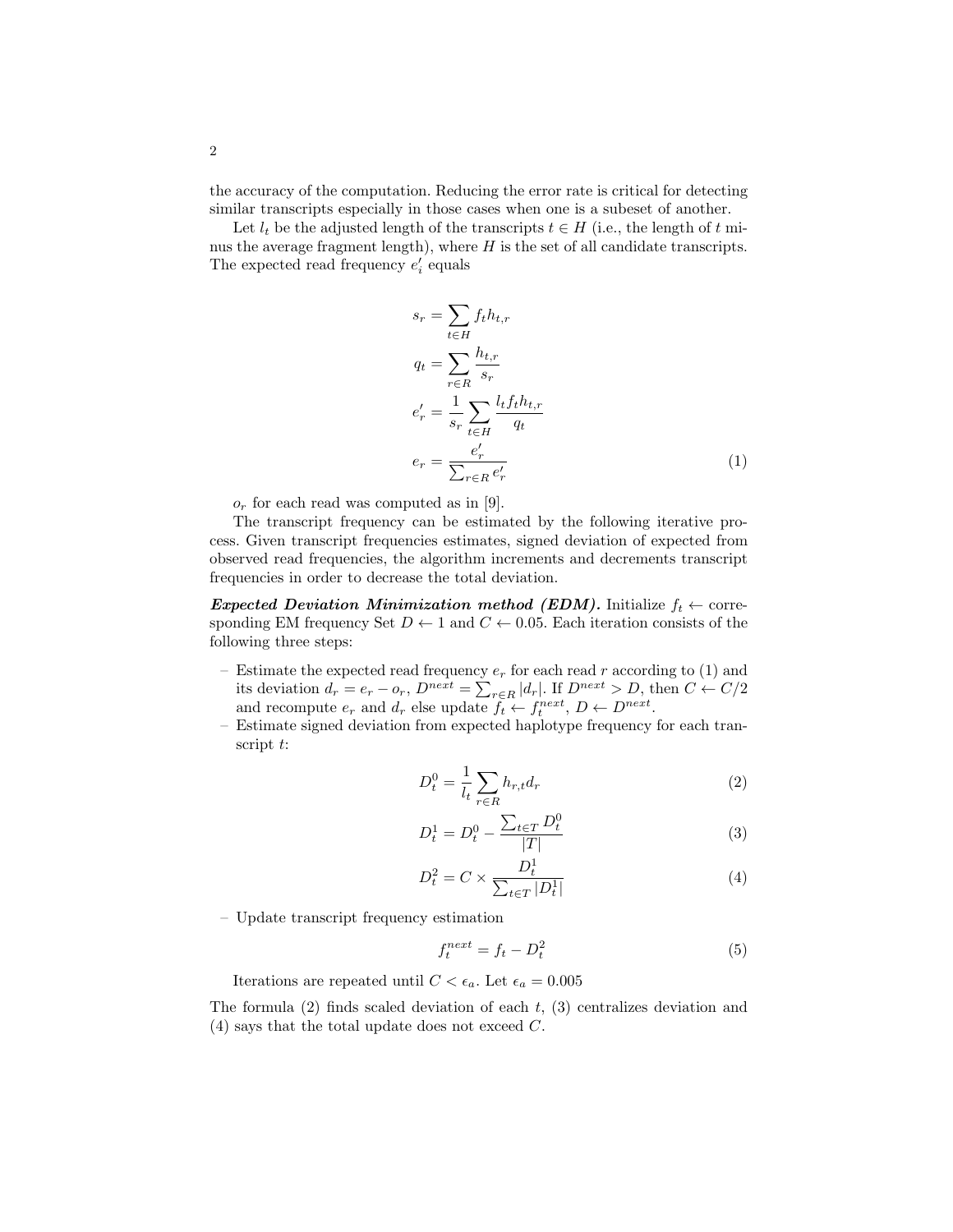the accuracy of the computation. Reducing the error rate is critical for detecting similar transcripts especially in those cases when one is a subeset of another.

Let $l_t$ be the adjusted length of the transcripts $t \in H$ (i.e., the length of $t$ minus the average fragment length), where $H$ is the set of all candidate transcripts. The expected read frequency $e'_i$ equals

$$
\begin{aligned}
s_r &= \sum_{t \in H} f_t h_{t,r} \\
q_t &= \sum_{r \in R} \frac{h_{t,r}}{s_r} \\
e'_r &= \frac{1}{s_r} \sum_{t \in H} \frac{l_t f_t h_{t,r}}{q_t} \\
e_r &= \frac{e'_r}{\sum_{r \in R} e'_r}
\end{aligned}
\tag{1}
$$

$o_r$ for each read was computed as in [9].

The transcript frequency can be estimated by the following iterative process. Given transcript frequencies estimates, signed deviation of expected from observed read frequencies, the algorithm increments and decrements transcript frequencies in order to decrease the total deviation.

***Expected Deviation Minimization method (EDM).*** Initialize $f_t \leftarrow$ corresponding EM frequency Set $D \leftarrow 1$ and $C \leftarrow 0.05$. Each iteration consists of the following three steps:

- Estimate the expected read frequency $e_r$ for each read $r$ according to (1) and its deviation $d_r = e_r - o_r$, $D^{next} = \sum_{r \in R} |d_r|$. If $D^{next} > D$, then $C \leftarrow C/2$ and recompute $e_r$ and $d_r$ else update $f_t \leftarrow f_t^{next}$, $D \leftarrow D^{next}$.
- Estimate signed deviation from expected haplotype frequency for each transcript $t$:

$$
D_t^0 = \frac{1}{l_t} \sum_{r \in R} h_{r,t} d_r \tag{2}
$$

$$
D_t^1 = D_t^0 - \frac{\sum_{t \in T} D_t^0}{|T|} \tag{3}
$$

$$
D_t^2 = C \times \frac{D_t^1}{\sum_{t \in T} |D_t^1|} \tag{4}
$$

- Update transcript frequency estimation

$$
f_t^{next} = f_t - D_t^2 \tag{5}
$$

Iterations are repeated until $C < \epsilon_a$. Let $\epsilon_a = 0.005$

The formula (2) finds scaled deviation of each $t$, (3) centralizes deviation and (4) says that the total update does not exceed $C$.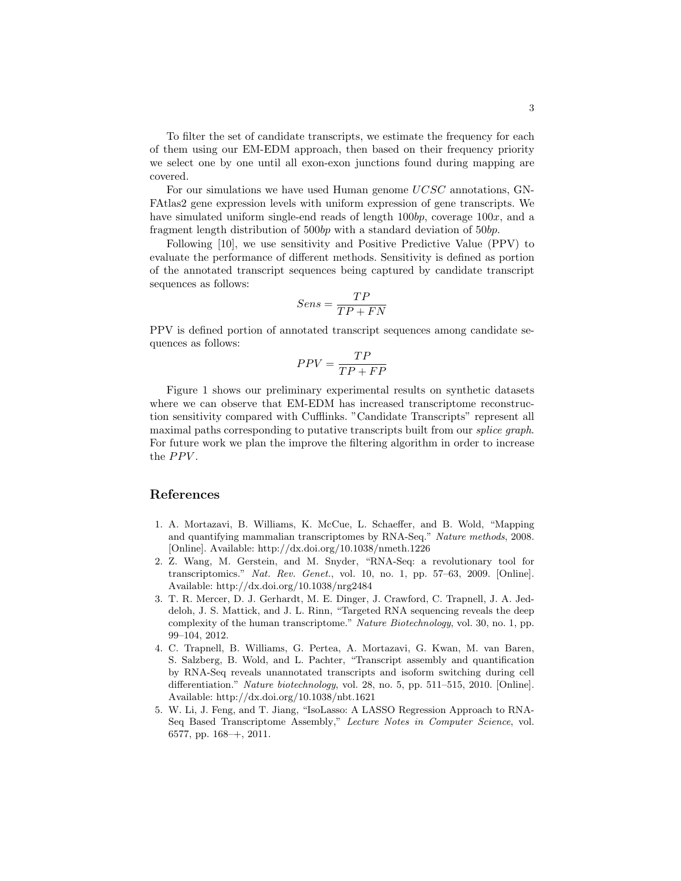To filter the set of candidate transcripts, we estimate the frequency for each of them using our EM-EDM approach, then based on their frequency priority we select one by one until all exon-exon junctions found during mapping are covered.

For our simulations we have used Human genome *UCSC* annotations, GNFAtlas2 gene expression levels with uniform expression of gene transcripts. We have simulated uniform single-end reads of length $100bp$, coverage $100x$, and a fragment length distribution of $500bp$ with a standard deviation of $50bp$.

Following [10], we use sensitivity and Positive Predictive Value (PPV) to evaluate the performance of different methods. Sensitivity is defined as portion of the annotated transcript sequences being captured by candidate transcript sequences as follows:

$$Sens = \frac{TP}{TP + FN}$$

PPV is defined portion of annotated transcript sequences among candidate sequences as follows:

$$PPV = \frac{TP}{TP + FP}$$

Figure 1 shows our preliminary experimental results on synthetic datasets where we can observe that EM-EDM has increased transcriptome reconstruction sensitivity compared with Cufflinks. "Candidate Transcripts" represent all maximal paths corresponding to putative transcripts built from our *splice graph*. For future work we plan the improve the filtering algorithm in order to increase the $PPV$.

## References

1. A. Mortazavi, B. Williams, K. McCue, L. Schaeffer, and B. Wold, "Mapping and quantifying mammalian transcriptomes by RNA-Seq." *Nature methods*, 2008. [Online]. Available: http://dx.doi.org/10.1038/nmeth.1226
2. Z. Wang, M. Gerstein, and M. Snyder, "RNA-Seq: a revolutionary tool for transcriptomics." *Nat. Rev. Genet.*, vol. 10, no. 1, pp. 57–63, 2009. [Online]. Available: http://dx.doi.org/10.1038/nrg2484
3. T. R. Mercer, D. J. Gerhardt, M. E. Dinger, J. Crawford, C. Trapnell, J. A. Jeddeloh, J. S. Mattick, and J. L. Rinn, "Targeted RNA sequencing reveals the deep complexity of the human transcriptome." *Nature Biotechnology*, vol. 30, no. 1, pp. 99–104, 2012.
4. C. Trapnell, B. Williams, G. Pertea, A. Mortazavi, G. Kwan, M. van Baren, S. Salzberg, B. Wold, and L. Pachter, "Transcript assembly and quantification by RNA-Seq reveals unannotated transcripts and isoform switching during cell differentiation." *Nature biotechnology*, vol. 28, no. 5, pp. 511–515, 2010. [Online]. Available: http://dx.doi.org/10.1038/nbt.1621
5. W. Li, J. Feng, and T. Jiang, "IsoLasso: A LASSO Regression Approach to RNA-Seq Based Transcriptome Assembly," *Lecture Notes in Computer Science*, vol. 6577, pp. 168–+, 2011.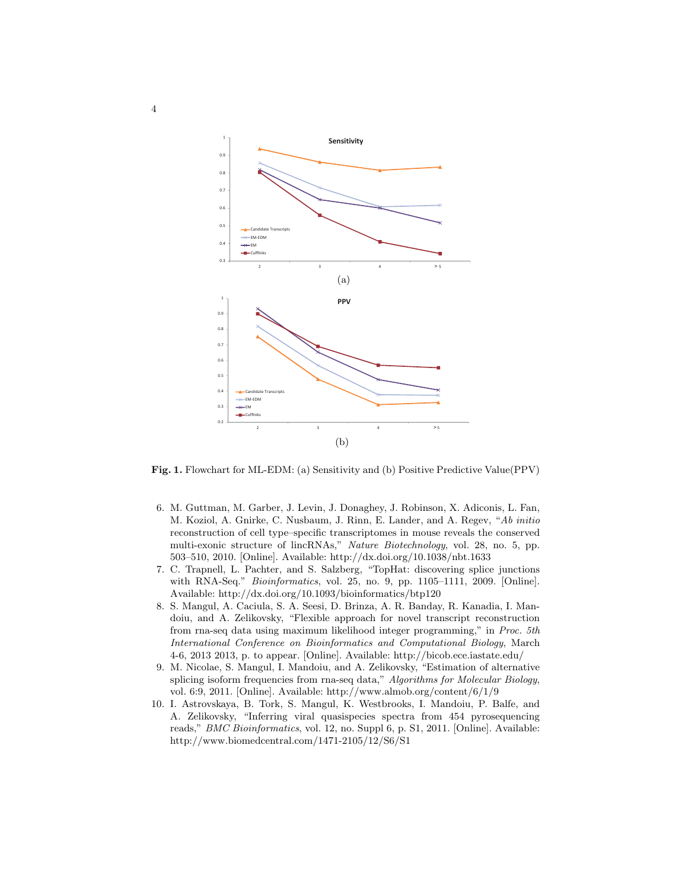Sensitivity

1
0.9
0.8
0.7
0.6
0.5
0.4
0.3

Candidate Transcripts
EM-EDM
EM
Cufflinks

2
3
4
> 5

(a)

PPV

1
0.9
0.8
0.7
0.6
0.5
0.4
0.3
0.2

Candidate Transcripts
EM-EDM
EM
Cufflinks

2
3
4
> 5

(b)

**Fig. 1.** Flowchart for ML-EDM: (a) Sensitivity and (b) Positive Predictive Value(PPV)

6. M. Guttman, M. Garber, J. Levin, J. Donaghey, J. Robinson, X. Adiconis, L. Fan, M. Koziol, A. Gnirke, C. Nusbaum, J. Rinn, E. Lander, and A. Regev, "*Ab initio* reconstruction of cell type–specific transcriptomes in mouse reveals the conserved multi-exonic structure of lincRNAs," *Nature Biotechnology*, vol. 28, no. 5, pp. 503–510, 2010. [Online]. Available: http://dx.doi.org/10.1038/nbt.1633
7. C. Trapnell, L. Pachter, and S. Salzberg, "TopHat: discovering splice junctions with RNA-Seq." *Bioinformatics*, vol. 25, no. 9, pp. 1105–1111, 2009. [Online]. Available: http://dx.doi.org/10.1093/bioinformatics/btp120
8. S. Mangul, A. Caciula, S. A. Seesi, D. Brinza, A. R. Banday, R. Kanadia, I. Mandoiu, and A. Zelikovsky, "Flexible approach for novel transcript reconstruction from rna-seq data using maximum likelihood integer programming," in *Proc. 5th International Conference on Bioinformatics and Computational Biology*, March 4-6, 2013 2013, p. to appear. [Online]. Available: http://bicob.ece.iastate.edu/
9. M. Nicolae, S. Mangul, I. Mandoiu, and A. Zelikovsky, "Estimation of alternative splicing isoform frequencies from rna-seq data," *Algorithms for Molecular Biology*, vol. 6:9, 2011. [Online]. Available: http://www.almob.org/content/6/1/9
10. I. Astrovskaya, B. Tork, S. Mangul, K. Westbrooks, I. Mandoiu, P. Balfe, and A. Zelikovsky, "Inferring viral quasispecies spectra from 454 pyrosequencing reads," *BMC Bioinformatics*, vol. 12, no. Suppl 6, p. S1, 2011. [Online]. Available: http://www.biomedcentral.com/1471-2105/12/S6/S1